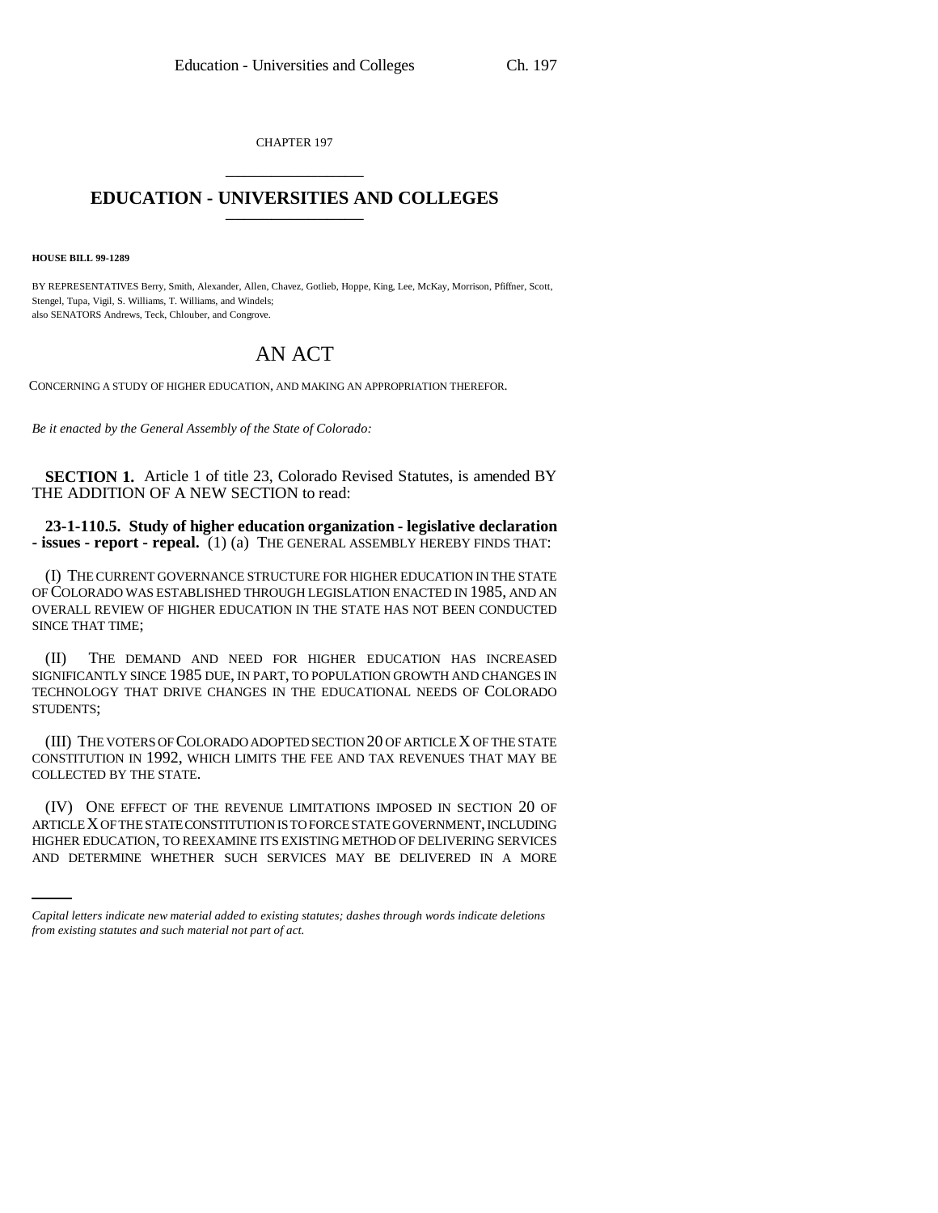CHAPTER 197

# EDUCATION - UNIVERSITIES AND COLLEGES

**HOUSE BILL 99-1289**

BY REPRESENTATIVES Berry, Smith, Alexander, Allen, Chavez, Gotlieb, Hoppe, King, Lee, McKay, Morrison, Pfiffner, Scott, Stengel, Tupa, Vigil, S. Williams, T. Williams, and Windels;
also SENATORS Andrews, Teck, Chlouber, and Congrove.

## AN ACT

CONCERNING A STUDY OF HIGHER EDUCATION, AND MAKING AN APPROPRIATION THEREFOR.

*Be it enacted by the General Assembly of the State of Colorado:*

**SECTION 1.** Article 1 of title 23, Colorado Revised Statutes, is amended BY THE ADDITION OF A NEW SECTION to read:

**23-1-110.5. Study of higher education organization - legislative declaration - issues - report - repeal.** (1) (a) THE GENERAL ASSEMBLY HEREBY FINDS THAT:

(I) THE CURRENT GOVERNANCE STRUCTURE FOR HIGHER EDUCATION IN THE STATE OF COLORADO WAS ESTABLISHED THROUGH LEGISLATION ENACTED IN 1985, AND AN OVERALL REVIEW OF HIGHER EDUCATION IN THE STATE HAS NOT BEEN CONDUCTED SINCE THAT TIME;

(II) THE DEMAND AND NEED FOR HIGHER EDUCATION HAS INCREASED SIGNIFICANTLY SINCE 1985 DUE, IN PART, TO POPULATION GROWTH AND CHANGES IN TECHNOLOGY THAT DRIVE CHANGES IN THE EDUCATIONAL NEEDS OF COLORADO STUDENTS;

(III) THE VOTERS OF COLORADO ADOPTED SECTION 20 OF ARTICLE X OF THE STATE CONSTITUTION IN 1992, WHICH LIMITS THE FEE AND TAX REVENUES THAT MAY BE COLLECTED BY THE STATE.

(IV) ONE EFFECT OF THE REVENUE LIMITATIONS IMPOSED IN SECTION 20 OF ARTICLE X OF THE STATE CONSTITUTION IS TO FORCE STATE GOVERNMENT, INCLUDING HIGHER EDUCATION, TO REEXAMINE ITS EXISTING METHOD OF DELIVERING SERVICES AND DETERMINE WHETHER SUCH SERVICES MAY BE DELIVERED IN A MORE

*Capital letters indicate new material added to existing statutes; dashes through words indicate deletions from existing statutes and such material not part of act.*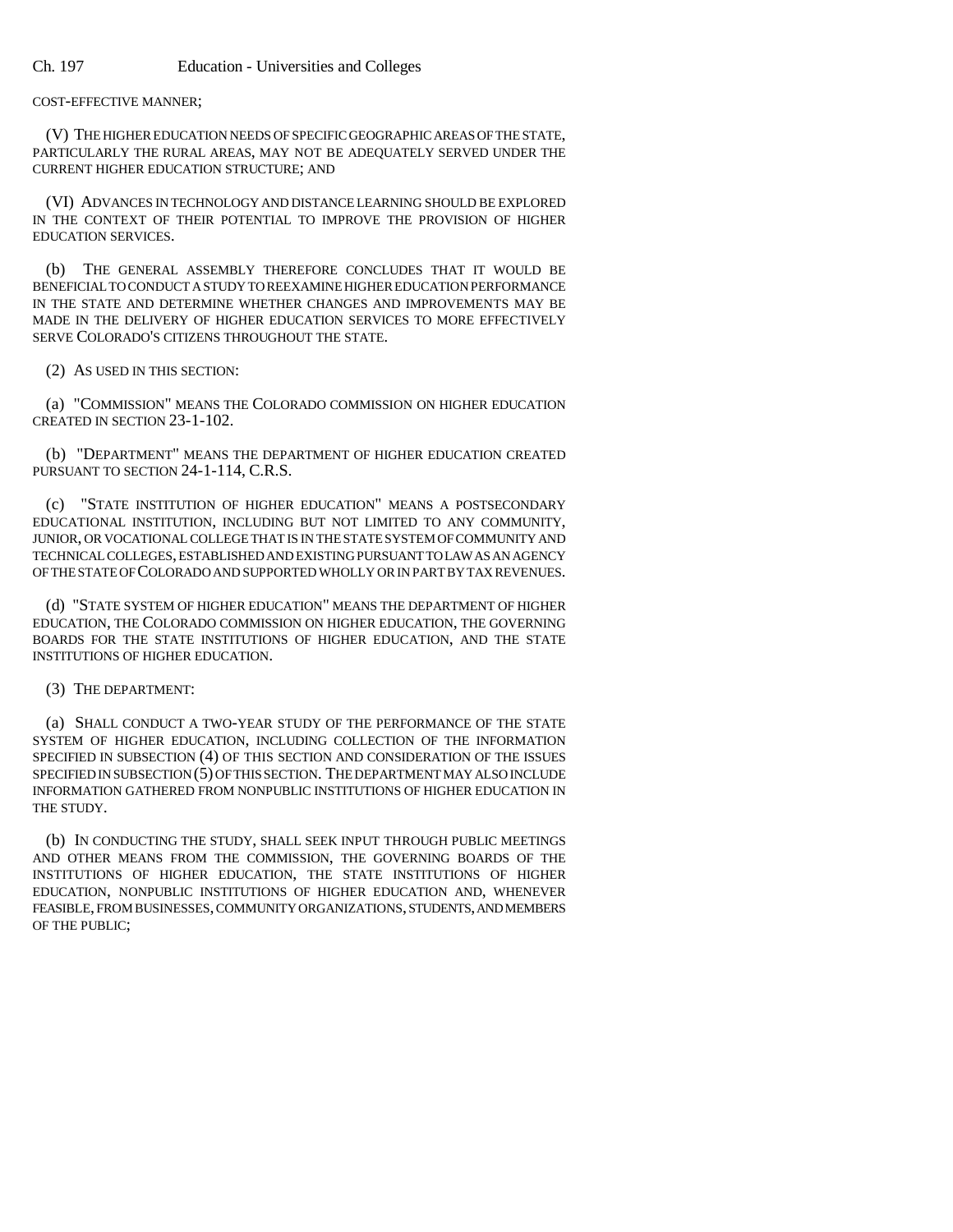COST-EFFECTIVE MANNER;

(V) THE HIGHER EDUCATION NEEDS OF SPECIFIC GEOGRAPHIC AREAS OF THE STATE, PARTICULARLY THE RURAL AREAS, MAY NOT BE ADEQUATELY SERVED UNDER THE CURRENT HIGHER EDUCATION STRUCTURE; AND

(VI) ADVANCES IN TECHNOLOGY AND DISTANCE LEARNING SHOULD BE EXPLORED IN THE CONTEXT OF THEIR POTENTIAL TO IMPROVE THE PROVISION OF HIGHER EDUCATION SERVICES.

(b) THE GENERAL ASSEMBLY THEREFORE CONCLUDES THAT IT WOULD BE BENEFICIAL TO CONDUCT A STUDY TO REEXAMINE HIGHER EDUCATION PERFORMANCE IN THE STATE AND DETERMINE WHETHER CHANGES AND IMPROVEMENTS MAY BE MADE IN THE DELIVERY OF HIGHER EDUCATION SERVICES TO MORE EFFECTIVELY SERVE COLORADO'S CITIZENS THROUGHOUT THE STATE.

(2) AS USED IN THIS SECTION:

(a) "COMMISSION" MEANS THE COLORADO COMMISSION ON HIGHER EDUCATION CREATED IN SECTION 23-1-102.

(b) "DEPARTMENT" MEANS THE DEPARTMENT OF HIGHER EDUCATION CREATED PURSUANT TO SECTION 24-1-114, C.R.S.

(c) "STATE INSTITUTION OF HIGHER EDUCATION" MEANS A POSTSECONDARY EDUCATIONAL INSTITUTION, INCLUDING BUT NOT LIMITED TO ANY COMMUNITY, JUNIOR, OR VOCATIONAL COLLEGE THAT IS IN THE STATE SYSTEM OF COMMUNITY AND TECHNICAL COLLEGES, ESTABLISHED AND EXISTING PURSUANT TO LAW AS AN AGENCY OF THE STATE OF COLORADO AND SUPPORTED WHOLLY OR IN PART BY TAX REVENUES.

(d) "STATE SYSTEM OF HIGHER EDUCATION" MEANS THE DEPARTMENT OF HIGHER EDUCATION, THE COLORADO COMMISSION ON HIGHER EDUCATION, THE GOVERNING BOARDS FOR THE STATE INSTITUTIONS OF HIGHER EDUCATION, AND THE STATE INSTITUTIONS OF HIGHER EDUCATION.

(3) THE DEPARTMENT:

(a) SHALL CONDUCT A TWO-YEAR STUDY OF THE PERFORMANCE OF THE STATE SYSTEM OF HIGHER EDUCATION, INCLUDING COLLECTION OF THE INFORMATION SPECIFIED IN SUBSECTION (4) OF THIS SECTION AND CONSIDERATION OF THE ISSUES SPECIFIED IN SUBSECTION (5) OF THIS SECTION. THE DEPARTMENT MAY ALSO INCLUDE INFORMATION GATHERED FROM NONPUBLIC INSTITUTIONS OF HIGHER EDUCATION IN THE STUDY.

(b) IN CONDUCTING THE STUDY, SHALL SEEK INPUT THROUGH PUBLIC MEETINGS AND OTHER MEANS FROM THE COMMISSION, THE GOVERNING BOARDS OF THE INSTITUTIONS OF HIGHER EDUCATION, THE STATE INSTITUTIONS OF HIGHER EDUCATION, NONPUBLIC INSTITUTIONS OF HIGHER EDUCATION AND, WHENEVER FEASIBLE, FROM BUSINESSES, COMMUNITY ORGANIZATIONS, STUDENTS, AND MEMBERS OF THE PUBLIC;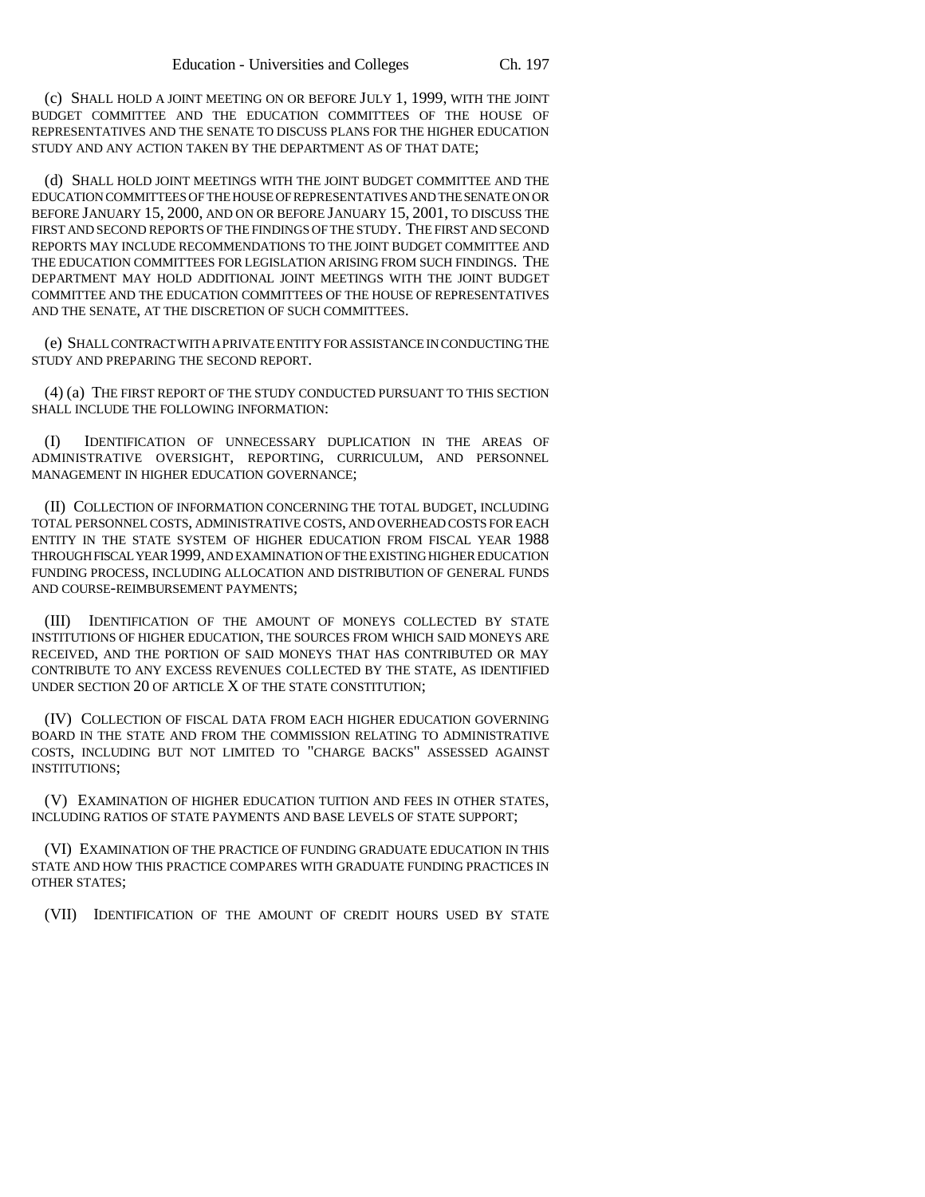(c) SHALL HOLD A JOINT MEETING ON OR BEFORE JULY 1, 1999, WITH THE JOINT BUDGET COMMITTEE AND THE EDUCATION COMMITTEES OF THE HOUSE OF REPRESENTATIVES AND THE SENATE TO DISCUSS PLANS FOR THE HIGHER EDUCATION STUDY AND ANY ACTION TAKEN BY THE DEPARTMENT AS OF THAT DATE;

(d) SHALL HOLD JOINT MEETINGS WITH THE JOINT BUDGET COMMITTEE AND THE EDUCATION COMMITTEES OF THE HOUSE OF REPRESENTATIVES AND THE SENATE ON OR BEFORE JANUARY 15, 2000, AND ON OR BEFORE JANUARY 15, 2001, TO DISCUSS THE FIRST AND SECOND REPORTS OF THE FINDINGS OF THE STUDY. THE FIRST AND SECOND REPORTS MAY INCLUDE RECOMMENDATIONS TO THE JOINT BUDGET COMMITTEE AND THE EDUCATION COMMITTEES FOR LEGISLATION ARISING FROM SUCH FINDINGS. THE DEPARTMENT MAY HOLD ADDITIONAL JOINT MEETINGS WITH THE JOINT BUDGET COMMITTEE AND THE EDUCATION COMMITTEES OF THE HOUSE OF REPRESENTATIVES AND THE SENATE, AT THE DISCRETION OF SUCH COMMITTEES.

(e) SHALL CONTRACT WITH A PRIVATE ENTITY FOR ASSISTANCE IN CONDUCTING THE STUDY AND PREPARING THE SECOND REPORT.

(4) (a) THE FIRST REPORT OF THE STUDY CONDUCTED PURSUANT TO THIS SECTION SHALL INCLUDE THE FOLLOWING INFORMATION:

(I) IDENTIFICATION OF UNNECESSARY DUPLICATION IN THE AREAS OF ADMINISTRATIVE OVERSIGHT, REPORTING, CURRICULUM, AND PERSONNEL MANAGEMENT IN HIGHER EDUCATION GOVERNANCE;

(II) COLLECTION OF INFORMATION CONCERNING THE TOTAL BUDGET, INCLUDING TOTAL PERSONNEL COSTS, ADMINISTRATIVE COSTS, AND OVERHEAD COSTS FOR EACH ENTITY IN THE STATE SYSTEM OF HIGHER EDUCATION FROM FISCAL YEAR 1988 THROUGH FISCAL YEAR 1999, AND EXAMINATION OF THE EXISTING HIGHER EDUCATION FUNDING PROCESS, INCLUDING ALLOCATION AND DISTRIBUTION OF GENERAL FUNDS AND COURSE-REIMBURSEMENT PAYMENTS;

(III) IDENTIFICATION OF THE AMOUNT OF MONEYS COLLECTED BY STATE INSTITUTIONS OF HIGHER EDUCATION, THE SOURCES FROM WHICH SAID MONEYS ARE RECEIVED, AND THE PORTION OF SAID MONEYS THAT HAS CONTRIBUTED OR MAY CONTRIBUTE TO ANY EXCESS REVENUES COLLECTED BY THE STATE, AS IDENTIFIED UNDER SECTION 20 OF ARTICLE X OF THE STATE CONSTITUTION;

(IV) COLLECTION OF FISCAL DATA FROM EACH HIGHER EDUCATION GOVERNING BOARD IN THE STATE AND FROM THE COMMISSION RELATING TO ADMINISTRATIVE COSTS, INCLUDING BUT NOT LIMITED TO "CHARGE BACKS" ASSESSED AGAINST INSTITUTIONS;

(V) EXAMINATION OF HIGHER EDUCATION TUITION AND FEES IN OTHER STATES, INCLUDING RATIOS OF STATE PAYMENTS AND BASE LEVELS OF STATE SUPPORT;

(VI) EXAMINATION OF THE PRACTICE OF FUNDING GRADUATE EDUCATION IN THIS STATE AND HOW THIS PRACTICE COMPARES WITH GRADUATE FUNDING PRACTICES IN OTHER STATES;

(VII) IDENTIFICATION OF THE AMOUNT OF CREDIT HOURS USED BY STATE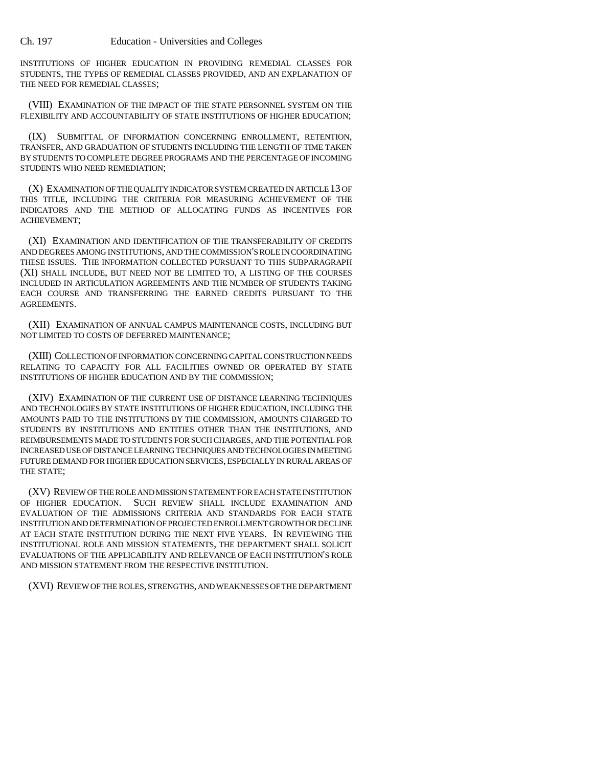INSTITUTIONS OF HIGHER EDUCATION IN PROVIDING REMEDIAL CLASSES FOR STUDENTS, THE TYPES OF REMEDIAL CLASSES PROVIDED, AND AN EXPLANATION OF THE NEED FOR REMEDIAL CLASSES;

(VIII) EXAMINATION OF THE IMPACT OF THE STATE PERSONNEL SYSTEM ON THE FLEXIBILITY AND ACCOUNTABILITY OF STATE INSTITUTIONS OF HIGHER EDUCATION;

(IX) SUBMITTAL OF INFORMATION CONCERNING ENROLLMENT, RETENTION, TRANSFER, AND GRADUATION OF STUDENTS INCLUDING THE LENGTH OF TIME TAKEN BY STUDENTS TO COMPLETE DEGREE PROGRAMS AND THE PERCENTAGE OF INCOMING STUDENTS WHO NEED REMEDIATION;

(X) EXAMINATION OF THE QUALITY INDICATOR SYSTEM CREATED IN ARTICLE 13 OF THIS TITLE, INCLUDING THE CRITERIA FOR MEASURING ACHIEVEMENT OF THE INDICATORS AND THE METHOD OF ALLOCATING FUNDS AS INCENTIVES FOR ACHIEVEMENT;

(XI) EXAMINATION AND IDENTIFICATION OF THE TRANSFERABILITY OF CREDITS AND DEGREES AMONG INSTITUTIONS, AND THE COMMISSION'S ROLE IN COORDINATING THESE ISSUES. THE INFORMATION COLLECTED PURSUANT TO THIS SUBPARAGRAPH (XI) SHALL INCLUDE, BUT NEED NOT BE LIMITED TO, A LISTING OF THE COURSES INCLUDED IN ARTICULATION AGREEMENTS AND THE NUMBER OF STUDENTS TAKING EACH COURSE AND TRANSFERRING THE EARNED CREDITS PURSUANT TO THE AGREEMENTS.

(XII) EXAMINATION OF ANNUAL CAMPUS MAINTENANCE COSTS, INCLUDING BUT NOT LIMITED TO COSTS OF DEFERRED MAINTENANCE;

(XIII) COLLECTION OF INFORMATION CONCERNING CAPITAL CONSTRUCTION NEEDS RELATING TO CAPACITY FOR ALL FACILITIES OWNED OR OPERATED BY STATE INSTITUTIONS OF HIGHER EDUCATION AND BY THE COMMISSION;

(XIV) EXAMINATION OF THE CURRENT USE OF DISTANCE LEARNING TECHNIQUES AND TECHNOLOGIES BY STATE INSTITUTIONS OF HIGHER EDUCATION, INCLUDING THE AMOUNTS PAID TO THE INSTITUTIONS BY THE COMMISSION, AMOUNTS CHARGED TO STUDENTS BY INSTITUTIONS AND ENTITIES OTHER THAN THE INSTITUTIONS, AND REIMBURSEMENTS MADE TO STUDENTS FOR SUCH CHARGES, AND THE POTENTIAL FOR INCREASED USE OF DISTANCE LEARNING TECHNIQUES AND TECHNOLOGIES IN MEETING FUTURE DEMAND FOR HIGHER EDUCATION SERVICES, ESPECIALLY IN RURAL AREAS OF THE STATE;

(XV) REVIEW OF THE ROLE AND MISSION STATEMENT FOR EACH STATE INSTITUTION OF HIGHER EDUCATION. SUCH REVIEW SHALL INCLUDE EXAMINATION AND EVALUATION OF THE ADMISSIONS CRITERIA AND STANDARDS FOR EACH STATE INSTITUTION AND DETERMINATION OF PROJECTED ENROLLMENT GROWTH OR DECLINE AT EACH STATE INSTITUTION DURING THE NEXT FIVE YEARS. IN REVIEWING THE INSTITUTIONAL ROLE AND MISSION STATEMENTS, THE DEPARTMENT SHALL SOLICIT EVALUATIONS OF THE APPLICABILITY AND RELEVANCE OF EACH INSTITUTION'S ROLE AND MISSION STATEMENT FROM THE RESPECTIVE INSTITUTION.

(XVI) REVIEW OF THE ROLES, STRENGTHS, AND WEAKNESSES OF THE DEPARTMENT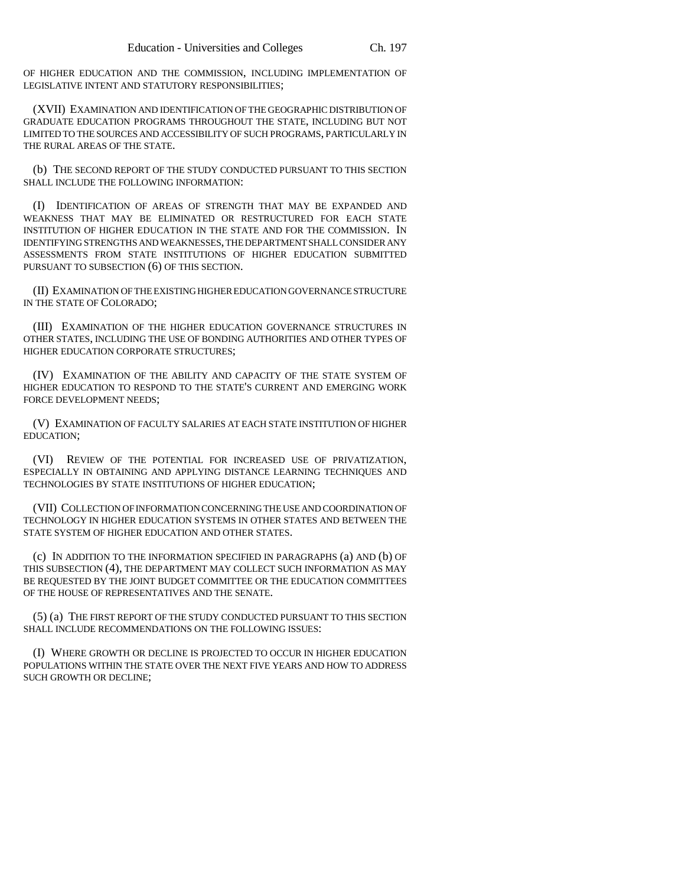OF HIGHER EDUCATION AND THE COMMISSION, INCLUDING IMPLEMENTATION OF LEGISLATIVE INTENT AND STATUTORY RESPONSIBILITIES;

(XVII) EXAMINATION AND IDENTIFICATION OF THE GEOGRAPHIC DISTRIBUTION OF GRADUATE EDUCATION PROGRAMS THROUGHOUT THE STATE, INCLUDING BUT NOT LIMITED TO THE SOURCES AND ACCESSIBILITY OF SUCH PROGRAMS, PARTICULARLY IN THE RURAL AREAS OF THE STATE.

(b) THE SECOND REPORT OF THE STUDY CONDUCTED PURSUANT TO THIS SECTION SHALL INCLUDE THE FOLLOWING INFORMATION:

(I) IDENTIFICATION OF AREAS OF STRENGTH THAT MAY BE EXPANDED AND WEAKNESS THAT MAY BE ELIMINATED OR RESTRUCTURED FOR EACH STATE INSTITUTION OF HIGHER EDUCATION IN THE STATE AND FOR THE COMMISSION. IN IDENTIFYING STRENGTHS AND WEAKNESSES, THE DEPARTMENT SHALL CONSIDER ANY ASSESSMENTS FROM STATE INSTITUTIONS OF HIGHER EDUCATION SUBMITTED PURSUANT TO SUBSECTION (6) OF THIS SECTION.

(II) EXAMINATION OF THE EXISTING HIGHER EDUCATION GOVERNANCE STRUCTURE IN THE STATE OF COLORADO;

(III) EXAMINATION OF THE HIGHER EDUCATION GOVERNANCE STRUCTURES IN OTHER STATES, INCLUDING THE USE OF BONDING AUTHORITIES AND OTHER TYPES OF HIGHER EDUCATION CORPORATE STRUCTURES;

(IV) EXAMINATION OF THE ABILITY AND CAPACITY OF THE STATE SYSTEM OF HIGHER EDUCATION TO RESPOND TO THE STATE'S CURRENT AND EMERGING WORK FORCE DEVELOPMENT NEEDS;

(V) EXAMINATION OF FACULTY SALARIES AT EACH STATE INSTITUTION OF HIGHER EDUCATION;

(VI) REVIEW OF THE POTENTIAL FOR INCREASED USE OF PRIVATIZATION, ESPECIALLY IN OBTAINING AND APPLYING DISTANCE LEARNING TECHNIQUES AND TECHNOLOGIES BY STATE INSTITUTIONS OF HIGHER EDUCATION;

(VII) COLLECTION OF INFORMATION CONCERNING THE USE AND COORDINATION OF TECHNOLOGY IN HIGHER EDUCATION SYSTEMS IN OTHER STATES AND BETWEEN THE STATE SYSTEM OF HIGHER EDUCATION AND OTHER STATES.

(c) IN ADDITION TO THE INFORMATION SPECIFIED IN PARAGRAPHS (a) AND (b) OF THIS SUBSECTION (4), THE DEPARTMENT MAY COLLECT SUCH INFORMATION AS MAY BE REQUESTED BY THE JOINT BUDGET COMMITTEE OR THE EDUCATION COMMITTEES OF THE HOUSE OF REPRESENTATIVES AND THE SENATE.

(5) (a) THE FIRST REPORT OF THE STUDY CONDUCTED PURSUANT TO THIS SECTION SHALL INCLUDE RECOMMENDATIONS ON THE FOLLOWING ISSUES:

(I) WHERE GROWTH OR DECLINE IS PROJECTED TO OCCUR IN HIGHER EDUCATION POPULATIONS WITHIN THE STATE OVER THE NEXT FIVE YEARS AND HOW TO ADDRESS SUCH GROWTH OR DECLINE;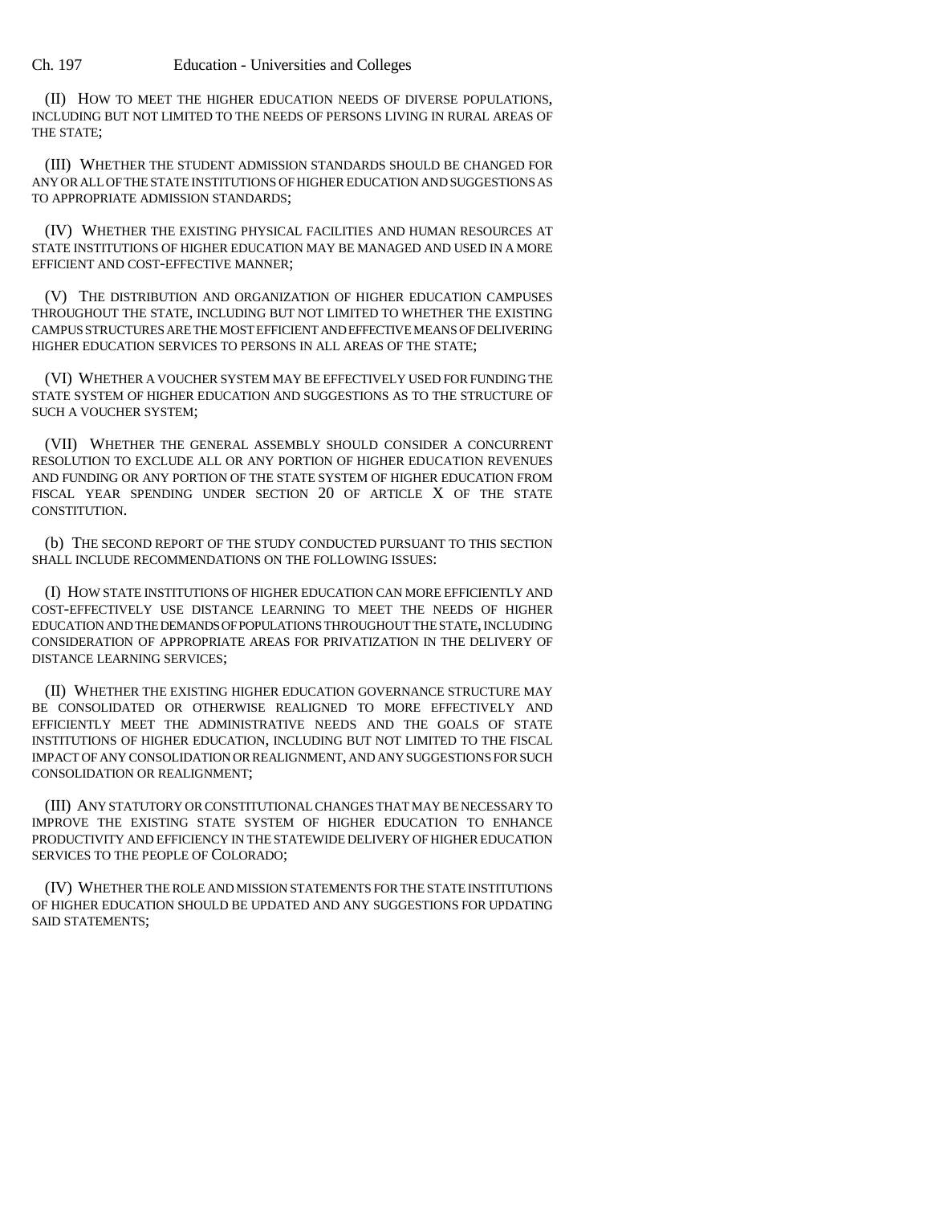(II) HOW TO MEET THE HIGHER EDUCATION NEEDS OF DIVERSE POPULATIONS, INCLUDING BUT NOT LIMITED TO THE NEEDS OF PERSONS LIVING IN RURAL AREAS OF THE STATE;

(III) WHETHER THE STUDENT ADMISSION STANDARDS SHOULD BE CHANGED FOR ANY OR ALL OF THE STATE INSTITUTIONS OF HIGHER EDUCATION AND SUGGESTIONS AS TO APPROPRIATE ADMISSION STANDARDS;

(IV) WHETHER THE EXISTING PHYSICAL FACILITIES AND HUMAN RESOURCES AT STATE INSTITUTIONS OF HIGHER EDUCATION MAY BE MANAGED AND USED IN A MORE EFFICIENT AND COST-EFFECTIVE MANNER;

(V) THE DISTRIBUTION AND ORGANIZATION OF HIGHER EDUCATION CAMPUSES THROUGHOUT THE STATE, INCLUDING BUT NOT LIMITED TO WHETHER THE EXISTING CAMPUS STRUCTURES ARE THE MOST EFFICIENT AND EFFECTIVE MEANS OF DELIVERING HIGHER EDUCATION SERVICES TO PERSONS IN ALL AREAS OF THE STATE;

(VI) WHETHER A VOUCHER SYSTEM MAY BE EFFECTIVELY USED FOR FUNDING THE STATE SYSTEM OF HIGHER EDUCATION AND SUGGESTIONS AS TO THE STRUCTURE OF SUCH A VOUCHER SYSTEM;

(VII) WHETHER THE GENERAL ASSEMBLY SHOULD CONSIDER A CONCURRENT RESOLUTION TO EXCLUDE ALL OR ANY PORTION OF HIGHER EDUCATION REVENUES AND FUNDING OR ANY PORTION OF THE STATE SYSTEM OF HIGHER EDUCATION FROM FISCAL YEAR SPENDING UNDER SECTION 20 OF ARTICLE X OF THE STATE CONSTITUTION.

(b) THE SECOND REPORT OF THE STUDY CONDUCTED PURSUANT TO THIS SECTION SHALL INCLUDE RECOMMENDATIONS ON THE FOLLOWING ISSUES:

(I) HOW STATE INSTITUTIONS OF HIGHER EDUCATION CAN MORE EFFICIENTLY AND COST-EFFECTIVELY USE DISTANCE LEARNING TO MEET THE NEEDS OF HIGHER EDUCATION AND THE DEMANDS OF POPULATIONS THROUGHOUT THE STATE, INCLUDING CONSIDERATION OF APPROPRIATE AREAS FOR PRIVATIZATION IN THE DELIVERY OF DISTANCE LEARNING SERVICES;

(II) WHETHER THE EXISTING HIGHER EDUCATION GOVERNANCE STRUCTURE MAY BE CONSOLIDATED OR OTHERWISE REALIGNED TO MORE EFFECTIVELY AND EFFICIENTLY MEET THE ADMINISTRATIVE NEEDS AND THE GOALS OF STATE INSTITUTIONS OF HIGHER EDUCATION, INCLUDING BUT NOT LIMITED TO THE FISCAL IMPACT OF ANY CONSOLIDATION OR REALIGNMENT, AND ANY SUGGESTIONS FOR SUCH CONSOLIDATION OR REALIGNMENT;

(III) ANY STATUTORY OR CONSTITUTIONAL CHANGES THAT MAY BE NECESSARY TO IMPROVE THE EXISTING STATE SYSTEM OF HIGHER EDUCATION TO ENHANCE PRODUCTIVITY AND EFFICIENCY IN THE STATEWIDE DELIVERY OF HIGHER EDUCATION SERVICES TO THE PEOPLE OF COLORADO;

(IV) WHETHER THE ROLE AND MISSION STATEMENTS FOR THE STATE INSTITUTIONS OF HIGHER EDUCATION SHOULD BE UPDATED AND ANY SUGGESTIONS FOR UPDATING SAID STATEMENTS;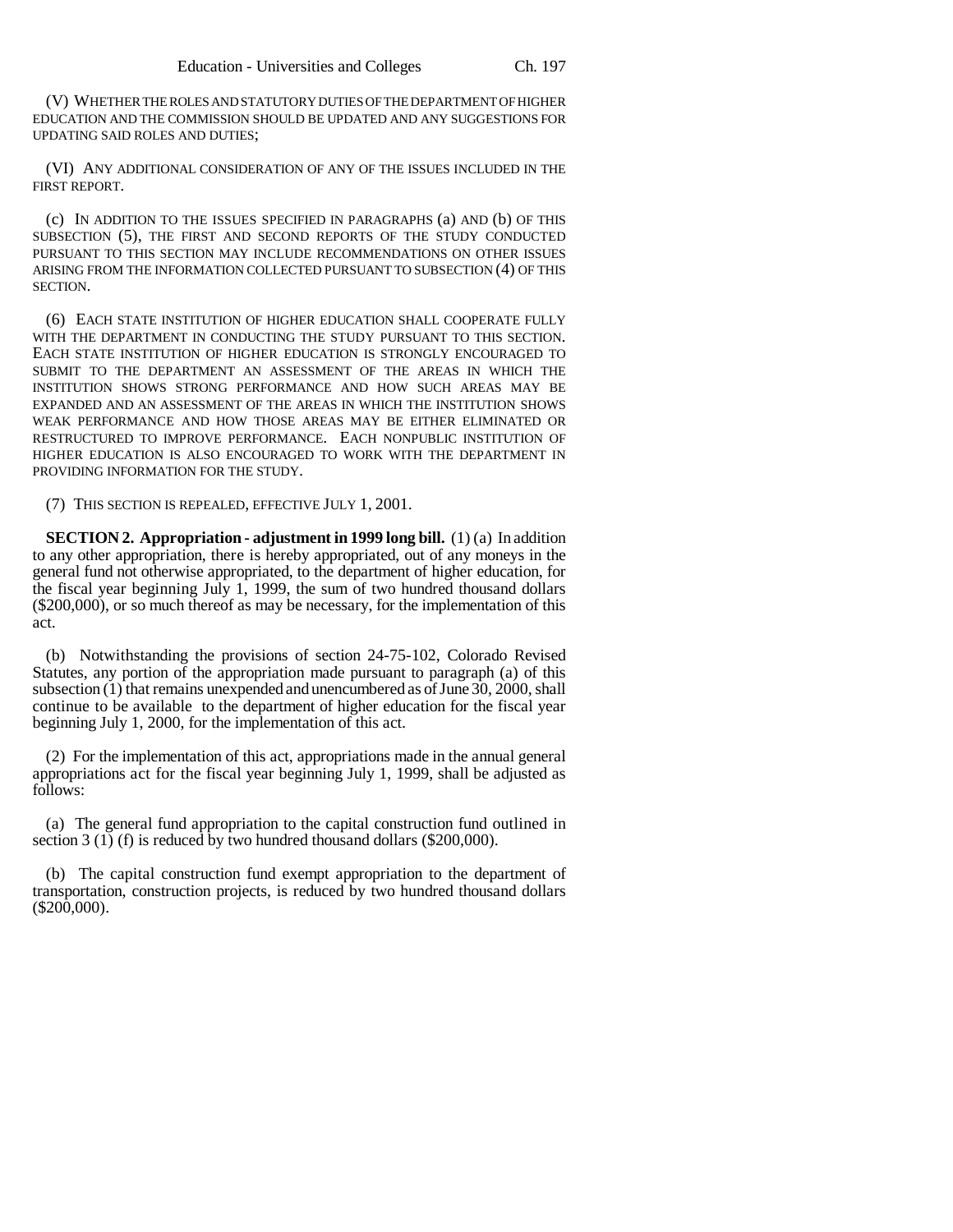(V) WHETHER THE ROLES AND STATUTORY DUTIES OF THE DEPARTMENT OF HIGHER EDUCATION AND THE COMMISSION SHOULD BE UPDATED AND ANY SUGGESTIONS FOR UPDATING SAID ROLES AND DUTIES;

(VI) ANY ADDITIONAL CONSIDERATION OF ANY OF THE ISSUES INCLUDED IN THE FIRST REPORT.

(c) IN ADDITION TO THE ISSUES SPECIFIED IN PARAGRAPHS (a) AND (b) OF THIS SUBSECTION (5), THE FIRST AND SECOND REPORTS OF THE STUDY CONDUCTED PURSUANT TO THIS SECTION MAY INCLUDE RECOMMENDATIONS ON OTHER ISSUES ARISING FROM THE INFORMATION COLLECTED PURSUANT TO SUBSECTION (4) OF THIS SECTION.

(6) EACH STATE INSTITUTION OF HIGHER EDUCATION SHALL COOPERATE FULLY WITH THE DEPARTMENT IN CONDUCTING THE STUDY PURSUANT TO THIS SECTION. EACH STATE INSTITUTION OF HIGHER EDUCATION IS STRONGLY ENCOURAGED TO SUBMIT TO THE DEPARTMENT AN ASSESSMENT OF THE AREAS IN WHICH THE INSTITUTION SHOWS STRONG PERFORMANCE AND HOW SUCH AREAS MAY BE EXPANDED AND AN ASSESSMENT OF THE AREAS IN WHICH THE INSTITUTION SHOWS WEAK PERFORMANCE AND HOW THOSE AREAS MAY BE EITHER ELIMINATED OR RESTRUCTURED TO IMPROVE PERFORMANCE. EACH NONPUBLIC INSTITUTION OF HIGHER EDUCATION IS ALSO ENCOURAGED TO WORK WITH THE DEPARTMENT IN PROVIDING INFORMATION FOR THE STUDY.

(7) THIS SECTION IS REPEALED, EFFECTIVE JULY 1, 2001.

**SECTION 2. Appropriation - adjustment in 1999 long bill.** (1) (a) In addition to any other appropriation, there is hereby appropriated, out of any moneys in the general fund not otherwise appropriated, to the department of higher education, for the fiscal year beginning July 1, 1999, the sum of two hundred thousand dollars ($200,000), or so much thereof as may be necessary, for the implementation of this act.

(b) Notwithstanding the provisions of section 24-75-102, Colorado Revised Statutes, any portion of the appropriation made pursuant to paragraph (a) of this subsection (1) that remains unexpended and unencumbered as of June 30, 2000, shall continue to be available to the department of higher education for the fiscal year beginning July 1, 2000, for the implementation of this act.

(2) For the implementation of this act, appropriations made in the annual general appropriations act for the fiscal year beginning July 1, 1999, shall be adjusted as follows:

(a) The general fund appropriation to the capital construction fund outlined in section 3 (1) (f) is reduced by two hundred thousand dollars ($200,000).

(b) The capital construction fund exempt appropriation to the department of transportation, construction projects, is reduced by two hundred thousand dollars ($200,000).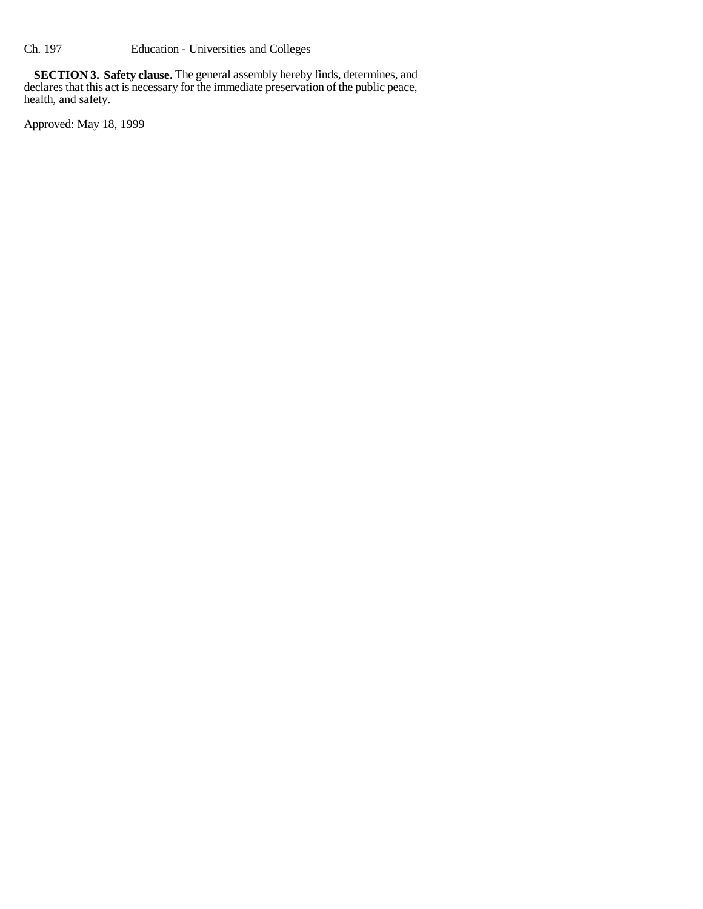**SECTION 3. Safety clause.** The general assembly hereby finds, determines, and declares that this act is necessary for the immediate preservation of the public peace, health, and safety.

Approved: May 18, 1999